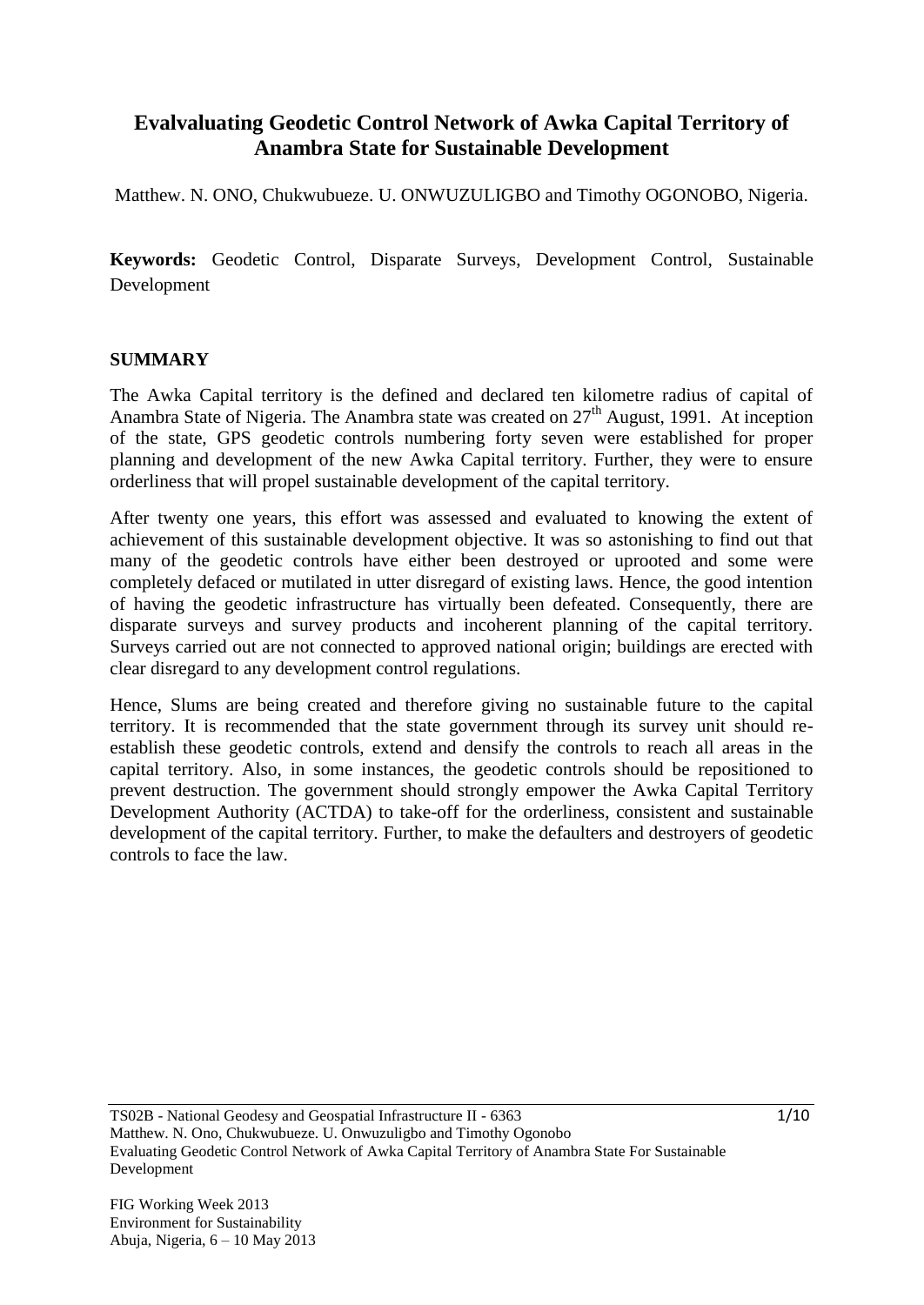# Evalvaluating Geodetic Control Network of Awka Capital Territory of Anambra State for Sustainable Development

Matthew. N. ONO, Chukwubueze. U. ONWUZULIGBO and Timothy OGONOBO, Nigeria.

**Keywords:** Geodetic Control, Disparate Surveys, Development Control, Sustainable Development

## SUMMARY

The Awka Capital territory is the defined and declared ten kilometre radius of capital of Anambra State of Nigeria. The Anambra state was created on 27th August, 1991. At inception of the state, GPS geodetic controls numbering forty seven were established for proper planning and development of the new Awka Capital territory. Further, they were to ensure orderliness that will propel sustainable development of the capital territory.

After twenty one years, this effort was assessed and evaluated to knowing the extent of achievement of this sustainable development objective. It was so astonishing to find out that many of the geodetic controls have either been destroyed or uprooted and some were completely defaced or mutilated in utter disregard of existing laws. Hence, the good intention of having the geodetic infrastructure has virtually been defeated. Consequently, there are disparate surveys and survey products and incoherent planning of the capital territory. Surveys carried out are not connected to approved national origin; buildings are erected with clear disregard to any development control regulations.

Hence, Slums are being created and therefore giving no sustainable future to the capital territory. It is recommended that the state government through its survey unit should re-establish these geodetic controls, extend and densify the controls to reach all areas in the capital territory. Also, in some instances, the geodetic controls should be repositioned to prevent destruction. The government should strongly empower the Awka Capital Territory Development Authority (ACTDA) to take-off for the orderliness, consistent and sustainable development of the capital territory. Further, to make the defaulters and destroyers of geodetic controls to face the law.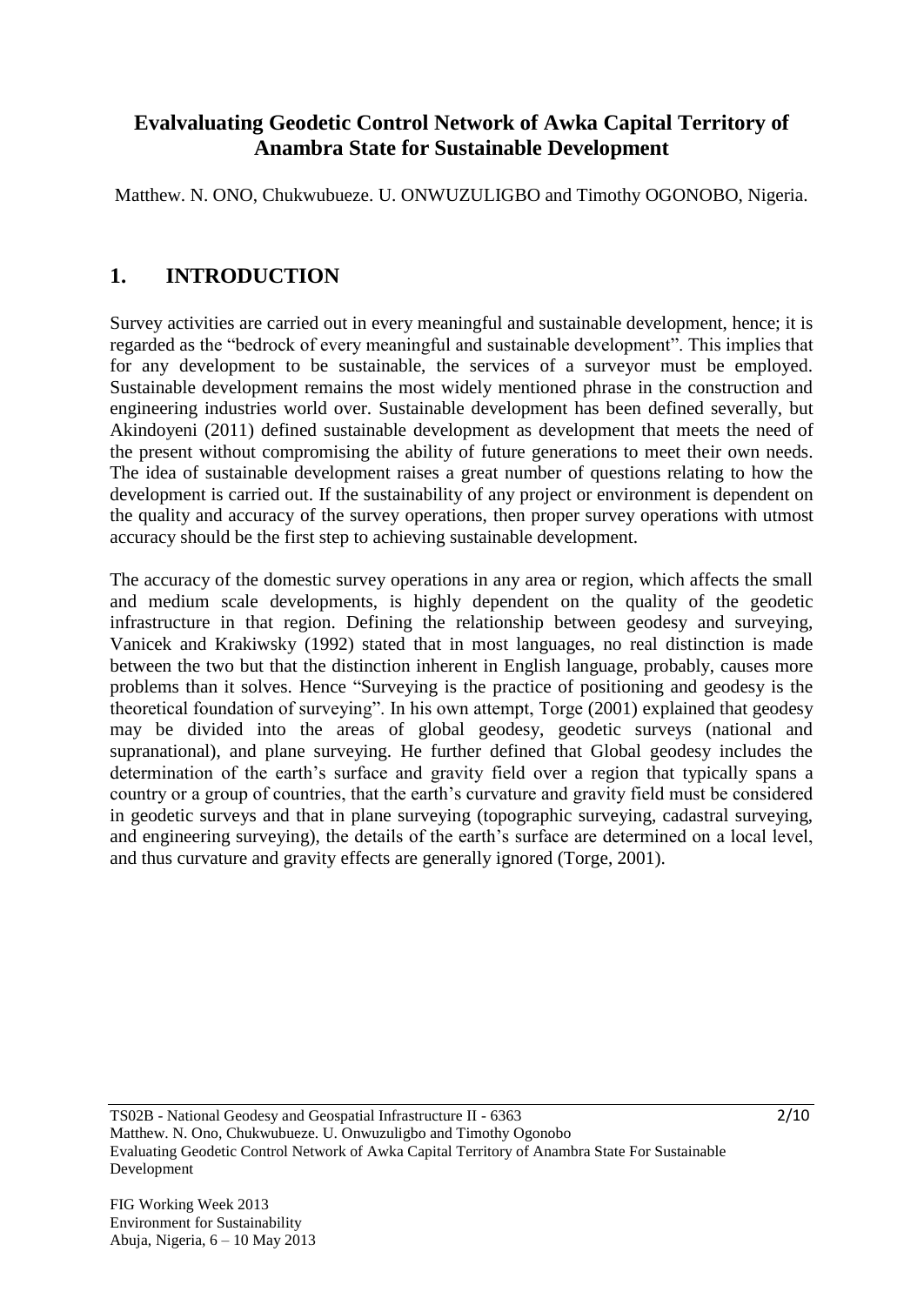## Evalvaluating Geodetic Control Network of Awka Capital Territory of Anambra State for Sustainable Development

Matthew. N. ONO, Chukwubueze. U. ONWUZULIGBO and Timothy OGONOBO, Nigeria.

# 1. INTRODUCTION

Survey activities are carried out in every meaningful and sustainable development, hence; it is regarded as the "bedrock of every meaningful and sustainable development". This implies that for any development to be sustainable, the services of a surveyor must be employed. Sustainable development remains the most widely mentioned phrase in the construction and engineering industries world over. Sustainable development has been defined severally, but Akindoyeni (2011) defined sustainable development as development that meets the need of the present without compromising the ability of future generations to meet their own needs. The idea of sustainable development raises a great number of questions relating to how the development is carried out. If the sustainability of any project or environment is dependent on the quality and accuracy of the survey operations, then proper survey operations with utmost accuracy should be the first step to achieving sustainable development.

The accuracy of the domestic survey operations in any area or region, which affects the small and medium scale developments, is highly dependent on the quality of the geodetic infrastructure in that region. Defining the relationship between geodesy and surveying, Vanicek and Krakiwsky (1992) stated that in most languages, no real distinction is made between the two but that the distinction inherent in English language, probably, causes more problems than it solves. Hence "Surveying is the practice of positioning and geodesy is the theoretical foundation of surveying". In his own attempt, Torge (2001) explained that geodesy may be divided into the areas of global geodesy, geodetic surveys (national and supranational), and plane surveying. He further defined that Global geodesy includes the determination of the earth's surface and gravity field over a region that typically spans a country or a group of countries, that the earth's curvature and gravity field must be considered in geodetic surveys and that in plane surveying (topographic surveying, cadastral surveying, and engineering surveying), the details of the earth's surface are determined on a local level, and thus curvature and gravity effects are generally ignored (Torge, 2001).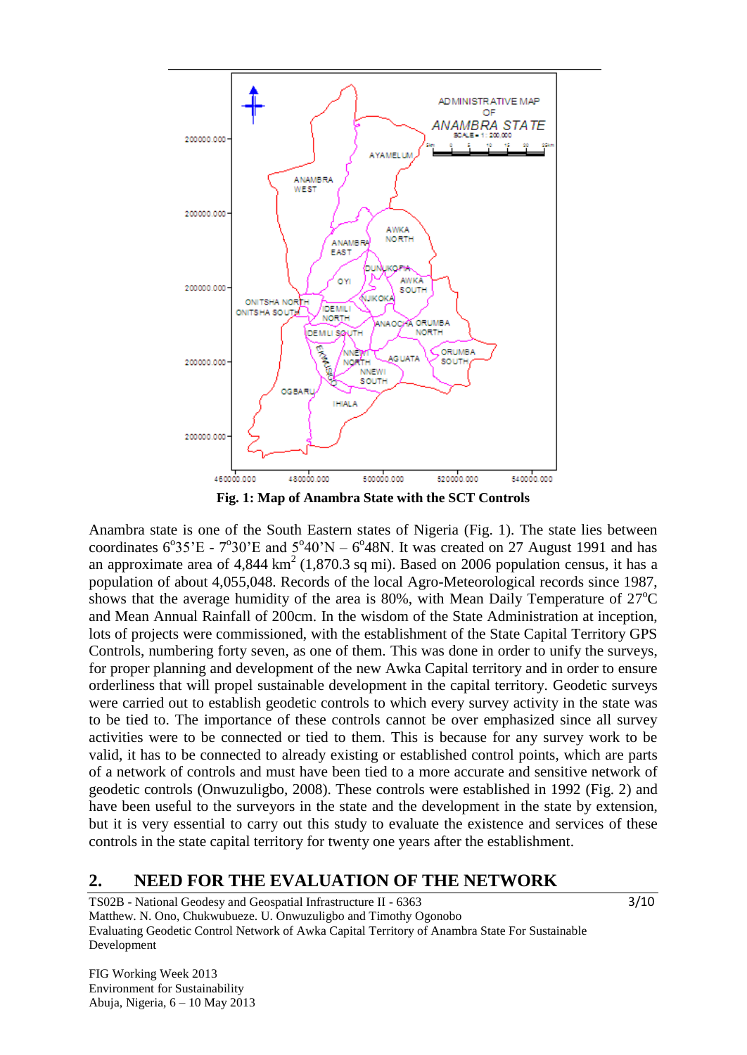Fig. 1: Map of Anambra State with the SCT Controls

Anambra state is one of the South Eastern states of Nigeria (Fig. 1). The state lies between coordinates 6°35'E - 7°30'E and 5°40'N – 6°48N. It was created on 27 August 1991 and has an approximate area of 4,844 $km^2$ (1,870.3 sq mi). Based on 2006 population census, it has a population of about 4,055,048. Records of the local Agro-Meteorological records since 1987, shows that the average humidity of the area is 80%, with Mean Daily Temperature of 27°C and Mean Annual Rainfall of 200cm. In the wisdom of the State Administration at inception, lots of projects were commissioned, with the establishment of the State Capital Territory GPS Controls, numbering forty seven, as one of them. This was done in order to unify the surveys, for proper planning and development of the new Awka Capital territory and in order to ensure orderliness that will propel sustainable development in the capital territory. Geodetic surveys were carried out to establish geodetic controls to which every survey activity in the state was to be tied to. The importance of these controls cannot be over emphasized since all survey activities were to be connected or tied to them. This is because for any survey work to be valid, it has to be connected to already existing or established control points, which are parts of a network of controls and must have been tied to a more accurate and sensitive network of geodetic controls (Onwuzuligbo, 2008). These controls were established in 1992 (Fig. 2) and have been useful to the surveyors in the state and the development in the state by extension, but it is very essential to carry out this study to evaluate the existence and services of these controls in the state capital territory for twenty one years after the establishment.

## 2. NEED FOR THE EVALUATION OF THE NETWORK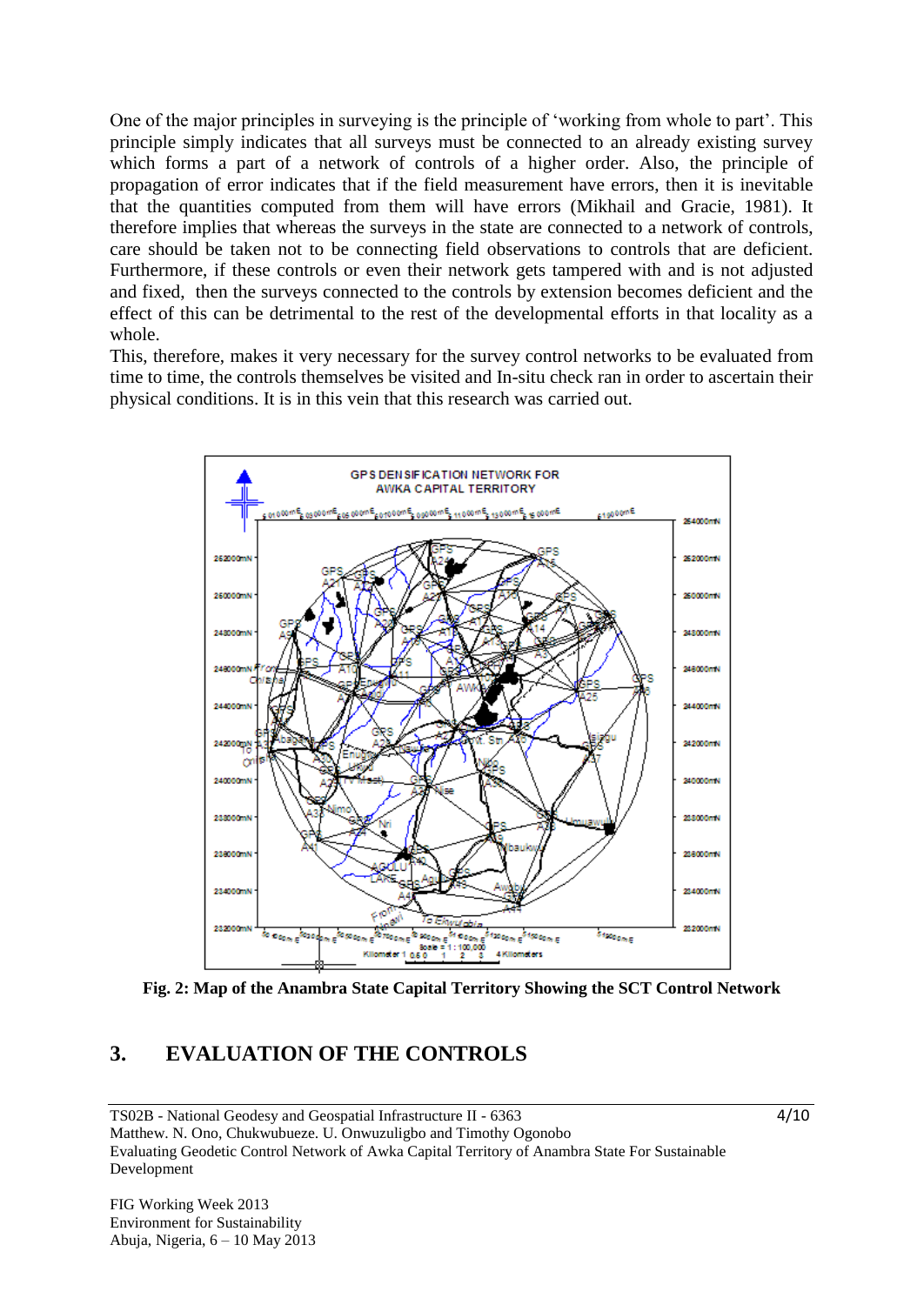One of the major principles in surveying is the principle of 'working from whole to part'. This principle simply indicates that all surveys must be connected to an already existing survey which forms a part of a network of controls of a higher order. Also, the principle of propagation of error indicates that if the field measurement have errors, then it is inevitable that the quantities computed from them will have errors (Mikhail and Gracie, 1981). It therefore implies that whereas the surveys in the state are connected to a network of controls, care should be taken not to be connecting field observations to controls that are deficient. Furthermore, if these controls or even their network gets tampered with and is not adjusted and fixed, then the surveys connected to the controls by extension becomes deficient and the effect of this can be detrimental to the rest of the developmental efforts in that locality as a whole.

This, therefore, makes it very necessary for the survey control networks to be evaluated from time to time, the controls themselves be visited and In-situ check ran in order to ascertain their physical conditions. It is in this vein that this research was carried out.

**Fig. 2: Map of the Anambra State Capital Territory Showing the SCT Control Network**

## 3. EVALUATION OF THE CONTROLS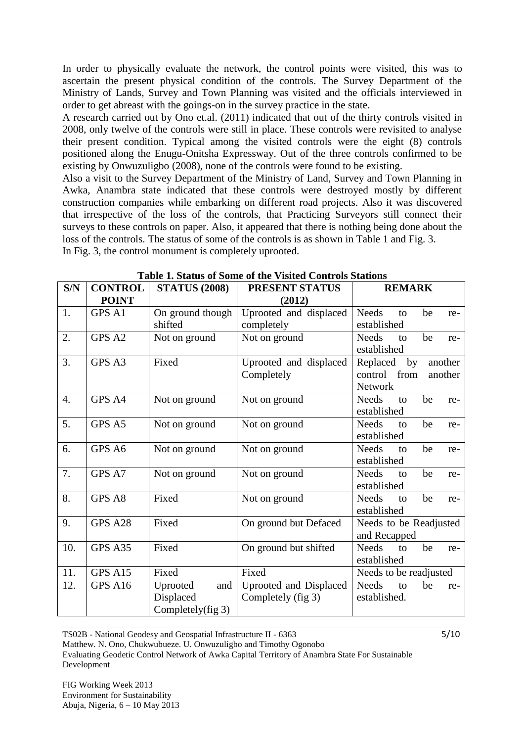In order to physically evaluate the network, the control points were visited, this was to ascertain the present physical condition of the controls. The Survey Department of the Ministry of Lands, Survey and Town Planning was visited and the officials interviewed in order to get abreast with the goings-on in the survey practice in the state.

A research carried out by Ono et.al. (2011) indicated that out of the thirty controls visited in 2008, only twelve of the controls were still in place. These controls were revisited to analyse their present condition. Typical among the visited controls were the eight (8) controls positioned along the Enugu-Onitsha Expressway. Out of the three controls confirmed to be existing by Onwuzuligbo (2008), none of the controls were found to be existing.

Also a visit to the Survey Department of the Ministry of Land, Survey and Town Planning in Awka, Anambra state indicated that these controls were destroyed mostly by different construction companies while embarking on different road projects. Also it was discovered that irrespective of the loss of the controls, that Practicing Surveyors still connect their surveys to these controls on paper. Also, it appeared that there is nothing being done about the loss of the controls. The status of some of the controls is as shown in Table 1 and Fig. 3.

In Fig. 3, the control monument is completely uprooted.

**Table 1. Status of Some of the Visited Controls Stations**

| S/N | CONTROL POINT | STATUS (2008) | PRESENT STATUS (2012) | REMARK |
|---|---|---|---|---|
| 1. | GPS A1 | On ground though shifted | Uprooted and displaced completely | Needs to be re-established |
| 2. | GPS A2 | Not on ground | Not on ground | Needs to be re-established |
| 3. | GPS A3 | Fixed | Uprooted and displaced Completely | Replaced by another control from another Network |
| 4. | GPS A4 | Not on ground | Not on ground | Needs to be re-established |
| 5. | GPS A5 | Not on ground | Not on ground | Needs to be re-established |
| 6. | GPS A6 | Not on ground | Not on ground | Needs to be re-established |
| 7. | GPS A7 | Not on ground | Not on ground | Needs to be re-established |
| 8. | GPS A8 | Fixed | Not on ground | Needs to be re-established |
| 9. | GPS A28 | Fixed | On ground but Defaced | Needs to be Readjusted and Recapped |
| 10. | GPS A35 | Fixed | On ground but shifted | Needs to be re-established |
| 11. | GPS A15 | Fixed | Fixed | Needs to be readjusted |
| 12. | GPS A16 | Uprooted and Displaced Completely(fig 3) | Uprooted and Displaced Completely (fig 3) | Needs to be re-established. |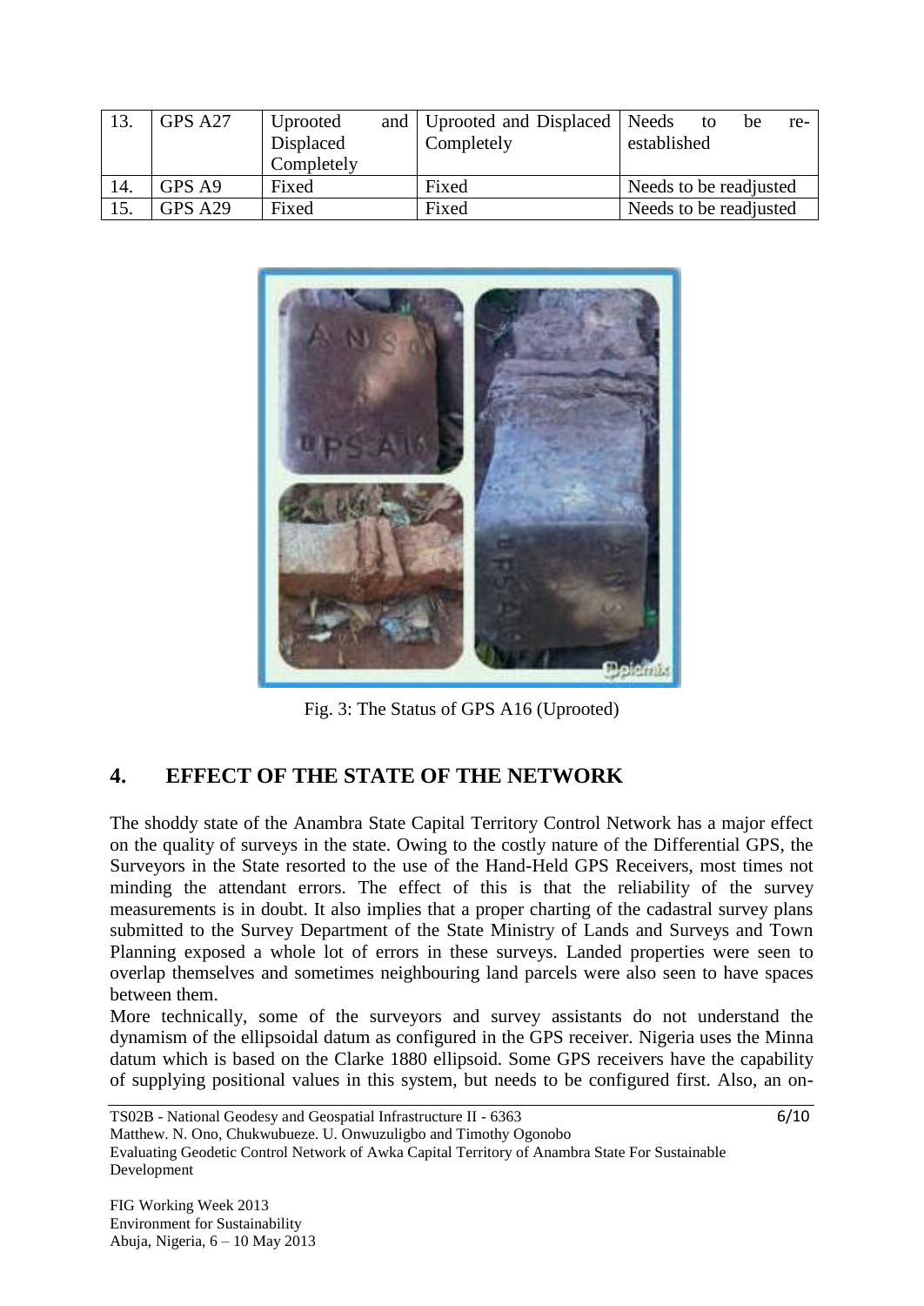| 13. | GPS A27 | Uprooted and Displaced Completely | Uprooted and Displaced Completely | Needs to be re-established |
|---|---|---|---|---|
| 14. | GPS A9 | Fixed | Fixed | Needs to be readjusted |
| 15. | GPS A29 | Fixed | Fixed | Needs to be readjusted |

Fig. 3: The Status of GPS A16 (Uprooted)

## 4. EFFECT OF THE STATE OF THE NETWORK

The shoddy state of the Anambra State Capital Territory Control Network has a major effect on the quality of surveys in the state. Owing to the costly nature of the Differential GPS, the Surveyors in the State resorted to the use of the Hand-Held GPS Receivers, most times not minding the attendant errors. The effect of this is that the reliability of the survey measurements is in doubt. It also implies that a proper charting of the cadastral survey plans submitted to the Survey Department of the State Ministry of Lands and Surveys and Town Planning exposed a whole lot of errors in these surveys. Landed properties were seen to overlap themselves and sometimes neighbouring land parcels were also seen to have spaces between them.

More technically, some of the surveyors and survey assistants do not understand the dynamism of the ellipsoidal datum as configured in the GPS receiver. Nigeria uses the Minna datum which is based on the Clarke 1880 ellipsoid. Some GPS receivers have the capability of supplying positional values in this system, but needs to be configured first. Also, an on-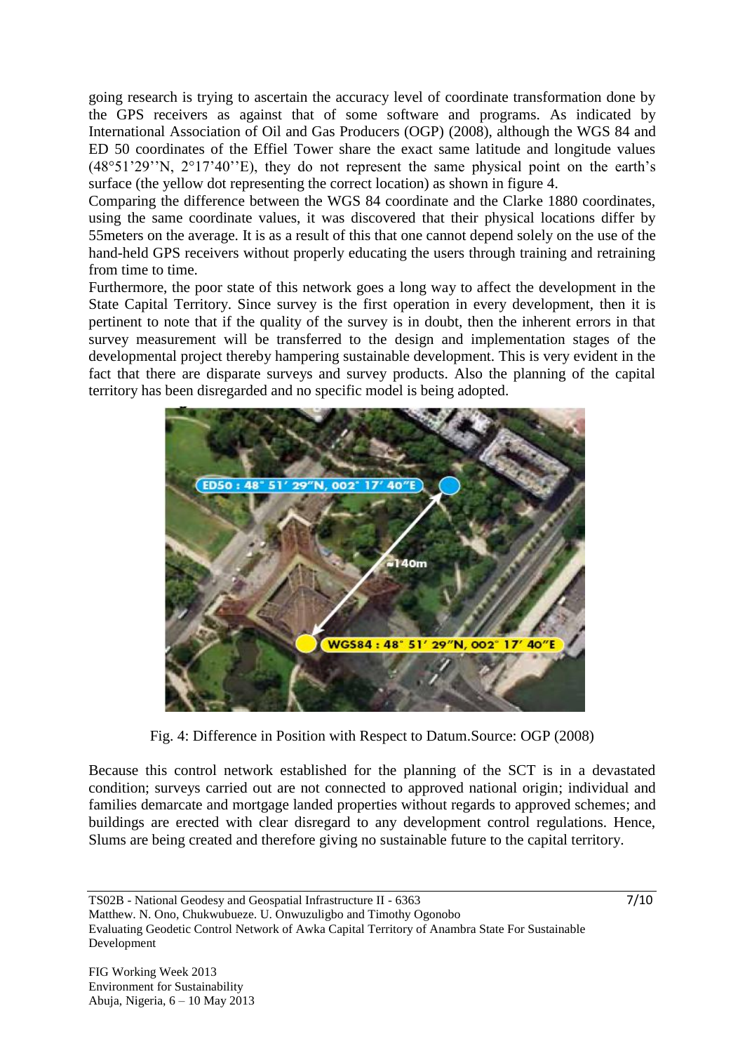going research is trying to ascertain the accuracy level of coordinate transformation done by the GPS receivers as against that of some software and programs. As indicated by International Association of Oil and Gas Producers (OGP) (2008), although the WGS 84 and ED 50 coordinates of the Effiel Tower share the exact same latitude and longitude values (48°51'29''N, 2°17'40''E), they do not represent the same physical point on the earth's surface (the yellow dot representing the correct location) as shown in figure 4.

Comparing the difference between the WGS 84 coordinate and the Clarke 1880 coordinates, using the same coordinate values, it was discovered that their physical locations differ by 55meters on the average. It is as a result of this that one cannot depend solely on the use of the hand-held GPS receivers without properly educating the users through training and retraining from time to time.

Furthermore, the poor state of this network goes a long way to affect the development in the State Capital Territory. Since survey is the first operation in every development, then it is pertinent to note that if the quality of the survey is in doubt, then the inherent errors in that survey measurement will be transferred to the design and implementation stages of the developmental project thereby hampering sustainable development. This is very evident in the fact that there are disparate surveys and survey products. Also the planning of the capital territory has been disregarded and no specific model is being adopted.

Fig. 4: Difference in Position with Respect to Datum.Source: OGP (2008)

Because this control network established for the planning of the SCT is in a devastated condition; surveys carried out are not connected to approved national origin; individual and families demarcate and mortgage landed properties without regards to approved schemes; and buildings are erected with clear disregard to any development control regulations. Hence, Slums are being created and therefore giving no sustainable future to the capital territory.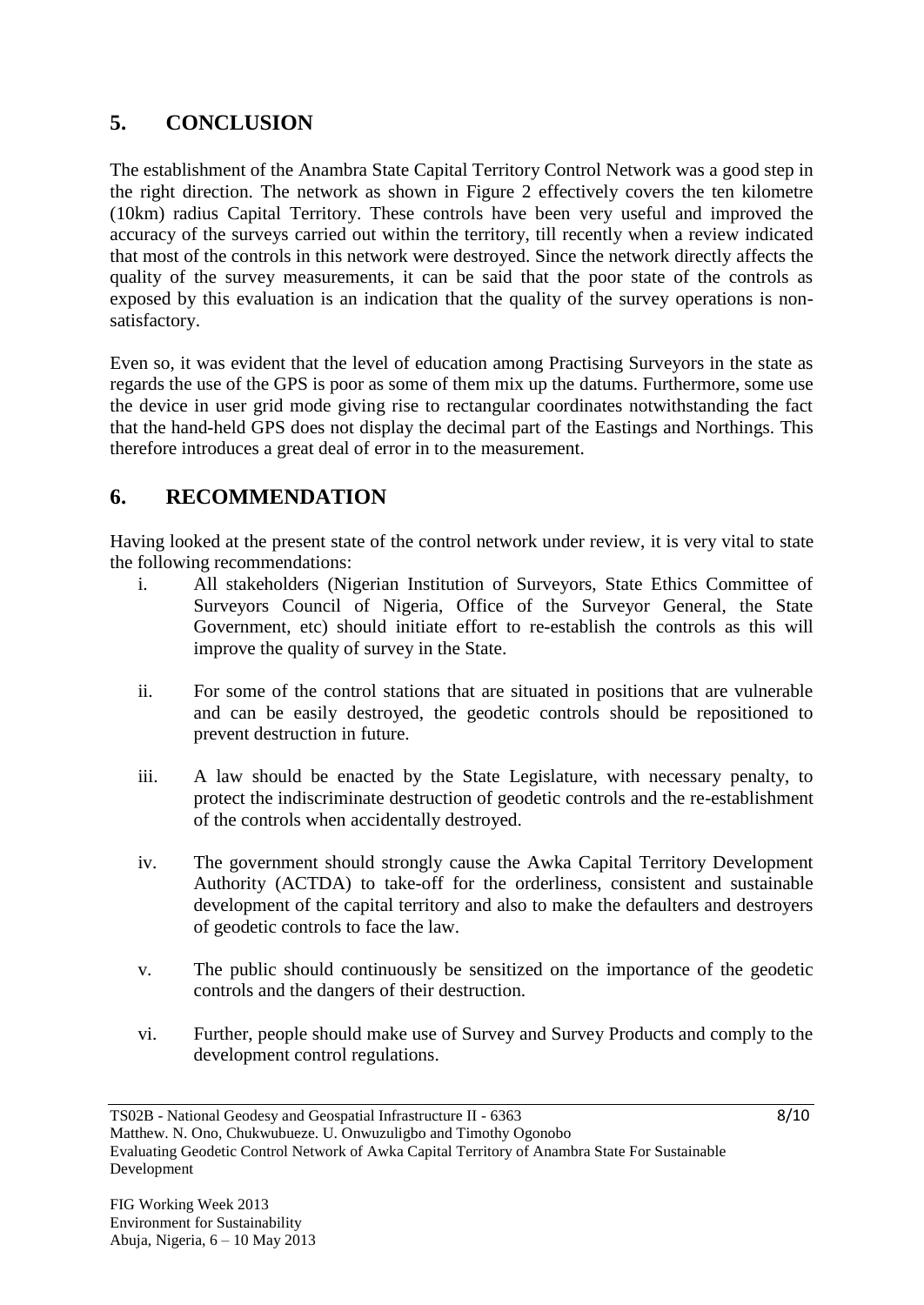## 5. CONCLUSION

The establishment of the Anambra State Capital Territory Control Network was a good step in the right direction. The network as shown in Figure 2 effectively covers the ten kilometre (10km) radius Capital Territory. These controls have been very useful and improved the accuracy of the surveys carried out within the territory, till recently when a review indicated that most of the controls in this network were destroyed. Since the network directly affects the quality of the survey measurements, it can be said that the poor state of the controls as exposed by this evaluation is an indication that the quality of the survey operations is non-satisfactory.

Even so, it was evident that the level of education among Practising Surveyors in the state as regards the use of the GPS is poor as some of them mix up the datums. Furthermore, some use the device in user grid mode giving rise to rectangular coordinates notwithstanding the fact that the hand-held GPS does not display the decimal part of the Eastings and Northings. This therefore introduces a great deal of error in to the measurement.

## 6. RECOMMENDATION

Having looked at the present state of the control network under review, it is very vital to state the following recommendations:

i. All stakeholders (Nigerian Institution of Surveyors, State Ethics Committee of Surveyors Council of Nigeria, Office of the Surveyor General, the State Government, etc) should initiate effort to re-establish the controls as this will improve the quality of survey in the State.

ii. For some of the control stations that are situated in positions that are vulnerable and can be easily destroyed, the geodetic controls should be repositioned to prevent destruction in future.

iii. A law should be enacted by the State Legislature, with necessary penalty, to protect the indiscriminate destruction of geodetic controls and the re-establishment of the controls when accidentally destroyed.

iv. The government should strongly cause the Awka Capital Territory Development Authority (ACTDA) to take-off for the orderliness, consistent and sustainable development of the capital territory and also to make the defaulters and destroyers of geodetic controls to face the law.

v. The public should continuously be sensitized on the importance of the geodetic controls and the dangers of their destruction.

vi. Further, people should make use of Survey and Survey Products and comply to the development control regulations.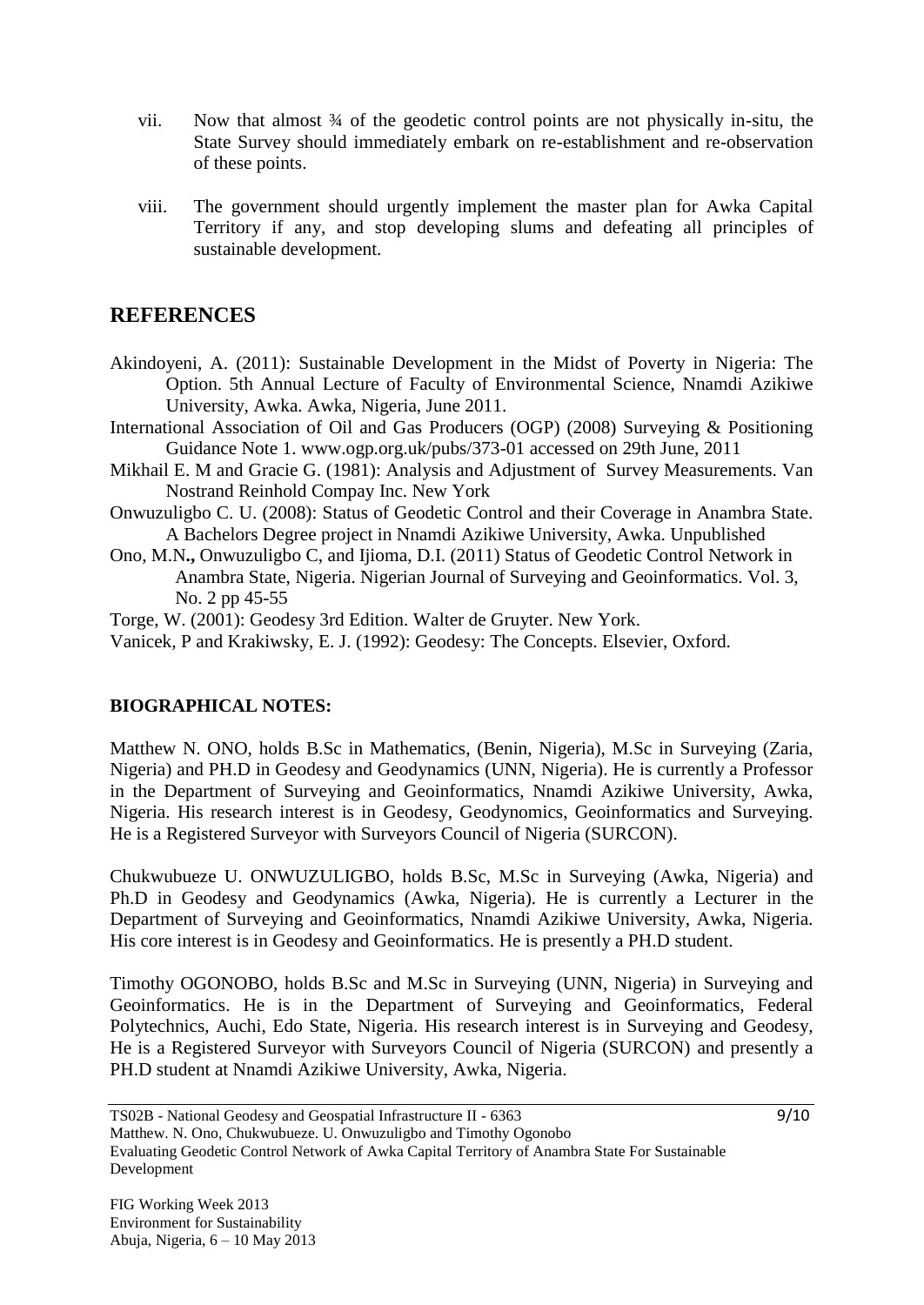vii. Now that almost ¾ of the geodetic control points are not physically in-situ, the State Survey should immediately embark on re-establishment and re-observation of these points.

viii. The government should urgently implement the master plan for Awka Capital Territory if any, and stop developing slums and defeating all principles of sustainable development.

## REFERENCES

Akindoyeni, A. (2011): Sustainable Development in the Midst of Poverty in Nigeria: The Option. 5th Annual Lecture of Faculty of Environmental Science, Nnamdi Azikiwe University, Awka. Awka, Nigeria, June 2011.

International Association of Oil and Gas Producers (OGP) (2008) Surveying & Positioning Guidance Note 1. www.ogp.org.uk/pubs/373-01 accessed on 29th June, 2011

Mikhail E. M and Gracie G. (1981): Analysis and Adjustment of Survey Measurements. Van Nostrand Reinhold Compay Inc. New York

Onwuzuligbo C. U. (2008): Status of Geodetic Control and their Coverage in Anambra State. A Bachelors Degree project in Nnamdi Azikiwe University, Awka. Unpublished

Ono, M.N**.,** Onwuzuligbo C, and Ijioma, D.I. (2011) Status of Geodetic Control Network in Anambra State, Nigeria. Nigerian Journal of Surveying and Geoinformatics. Vol. 3, No. 2 pp 45-55

Torge, W. (2001): Geodesy 3rd Edition. Walter de Gruyter. New York.

Vanicek, P and Krakiwsky, E. J. (1992): Geodesy: The Concepts. Elsevier, Oxford.

### BIOGRAPHICAL NOTES:

Matthew N. ONO, holds B.Sc in Mathematics, (Benin, Nigeria), M.Sc in Surveying (Zaria, Nigeria) and PH.D in Geodesy and Geodynamics (UNN, Nigeria). He is currently a Professor in the Department of Surveying and Geoinformatics, Nnamdi Azikiwe University, Awka, Nigeria. His research interest is in Geodesy, Geodynomics, Geoinformatics and Surveying. He is a Registered Surveyor with Surveyors Council of Nigeria (SURCON).

Chukwubueze U. ONWUZULIGBO, holds B.Sc, M.Sc in Surveying (Awka, Nigeria) and Ph.D in Geodesy and Geodynamics (Awka, Nigeria). He is currently a Lecturer in the Department of Surveying and Geoinformatics, Nnamdi Azikiwe University, Awka, Nigeria. His core interest is in Geodesy and Geoinformatics. He is presently a PH.D student.

Timothy OGONOBO, holds B.Sc and M.Sc in Surveying (UNN, Nigeria) in Surveying and Geoinformatics. He is in the Department of Surveying and Geoinformatics, Federal Polytechnics, Auchi, Edo State, Nigeria. His research interest is in Surveying and Geodesy, He is a Registered Surveyor with Surveyors Council of Nigeria (SURCON) and presently a PH.D student at Nnamdi Azikiwe University, Awka, Nigeria.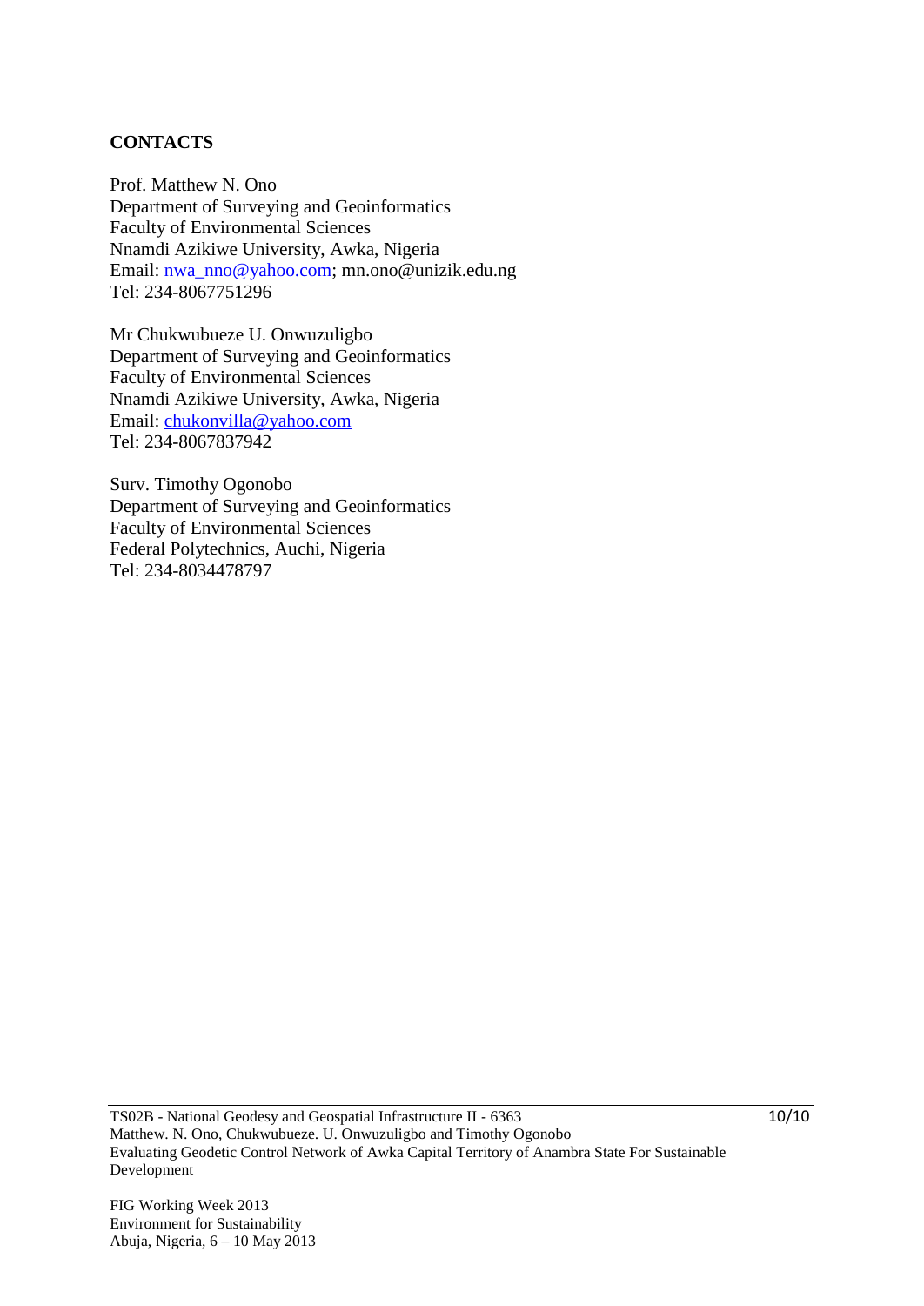**CONTACTS**

Prof. Matthew N. Ono
Department of Surveying and Geoinformatics
Faculty of Environmental Sciences
Nnamdi Azikiwe University, Awka, Nigeria
Email: nwa_nno@yahoo.com; mn.ono@unizik.edu.ng
Tel: 234-8067751296

Mr Chukwubueze U. Onwuzuligbo
Department of Surveying and Geoinformatics
Faculty of Environmental Sciences
Nnamdi Azikiwe University, Awka, Nigeria
Email: chukonvilla@yahoo.com
Tel: 234-8067837942

Surv. Timothy Ogonobo
Department of Surveying and Geoinformatics
Faculty of Environmental Sciences
Federal Polytechnics, Auchi, Nigeria
Tel: 234-8034478797